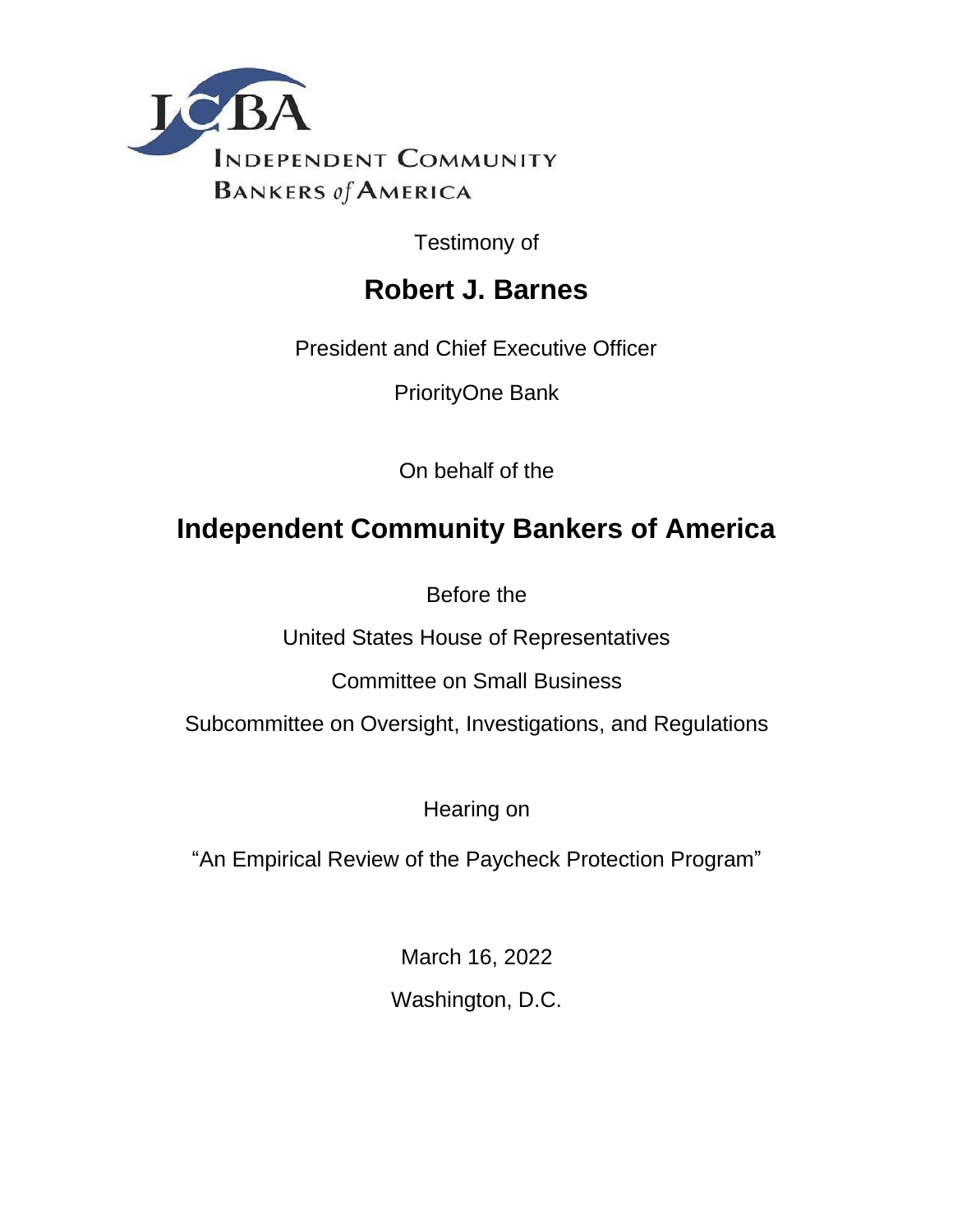ICBA

INDEPENDENT COMMUNITY BANKERS of AMERICA

Testimony of

# Robert J. Barnes

President and Chief Executive Officer

PriorityOne Bank

On behalf of the

# Independent Community Bankers of America

Before the

United States House of Representatives

Committee on Small Business

Subcommittee on Oversight, Investigations, and Regulations

Hearing on

"An Empirical Review of the Paycheck Protection Program"

March 16, 2022

Washington, D.C.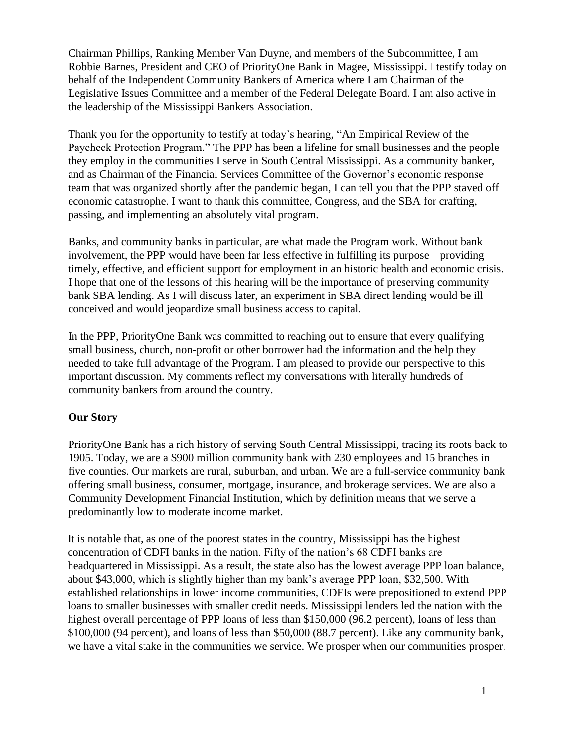Chairman Phillips, Ranking Member Van Duyne, and members of the Subcommittee, I am Robbie Barnes, President and CEO of PriorityOne Bank in Magee, Mississippi. I testify today on behalf of the Independent Community Bankers of America where I am Chairman of the Legislative Issues Committee and a member of the Federal Delegate Board. I am also active in the leadership of the Mississippi Bankers Association.

Thank you for the opportunity to testify at today's hearing, "An Empirical Review of the Paycheck Protection Program." The PPP has been a lifeline for small businesses and the people they employ in the communities I serve in South Central Mississippi. As a community banker, and as Chairman of the Financial Services Committee of the Governor's economic response team that was organized shortly after the pandemic began, I can tell you that the PPP staved off economic catastrophe. I want to thank this committee, Congress, and the SBA for crafting, passing, and implementing an absolutely vital program.

Banks, and community banks in particular, are what made the Program work. Without bank involvement, the PPP would have been far less effective in fulfilling its purpose – providing timely, effective, and efficient support for employment in an historic health and economic crisis. I hope that one of the lessons of this hearing will be the importance of preserving community bank SBA lending. As I will discuss later, an experiment in SBA direct lending would be ill conceived and would jeopardize small business access to capital.

In the PPP, PriorityOne Bank was committed to reaching out to ensure that every qualifying small business, church, non-profit or other borrower had the information and the help they needed to take full advantage of the Program. I am pleased to provide our perspective to this important discussion. My comments reflect my conversations with literally hundreds of community bankers from around the country.

**Our Story**

PriorityOne Bank has a rich history of serving South Central Mississippi, tracing its roots back to 1905. Today, we are a $900 million community bank with 230 employees and 15 branches in five counties. Our markets are rural, suburban, and urban. We are a full-service community bank offering small business, consumer, mortgage, insurance, and brokerage services. We are also a Community Development Financial Institution, which by definition means that we serve a predominantly low to moderate income market.

It is notable that, as one of the poorest states in the country, Mississippi has the highest concentration of CDFI banks in the nation. Fifty of the nation's 68 CDFI banks are headquartered in Mississippi. As a result, the state also has the lowest average PPP loan balance, about $43,000, which is slightly higher than my bank's average PPP loan, $32,500. With established relationships in lower income communities, CDFIs were prepositioned to extend PPP loans to smaller businesses with smaller credit needs. Mississippi lenders led the nation with the highest overall percentage of PPP loans of less than $150,000 (96.2 percent), loans of less than $100,000 (94 percent), and loans of less than $50,000 (88.7 percent). Like any community bank, we have a vital stake in the communities we service. We prosper when our communities prosper.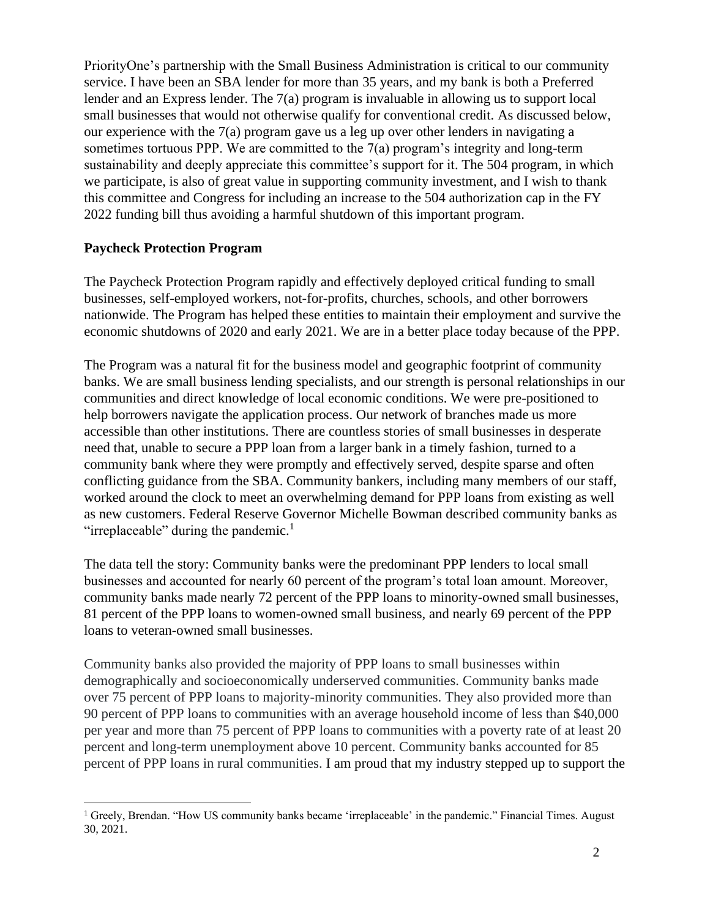PriorityOne's partnership with the Small Business Administration is critical to our community service. I have been an SBA lender for more than 35 years, and my bank is both a Preferred lender and an Express lender. The 7(a) program is invaluable in allowing us to support local small businesses that would not otherwise qualify for conventional credit. As discussed below, our experience with the 7(a) program gave us a leg up over other lenders in navigating a sometimes tortuous PPP. We are committed to the 7(a) program's integrity and long-term sustainability and deeply appreciate this committee's support for it. The 504 program, in which we participate, is also of great value in supporting community investment, and I wish to thank this committee and Congress for including an increase to the 504 authorization cap in the FY 2022 funding bill thus avoiding a harmful shutdown of this important program.

**Paycheck Protection Program**

The Paycheck Protection Program rapidly and effectively deployed critical funding to small businesses, self-employed workers, not-for-profits, churches, schools, and other borrowers nationwide. The Program has helped these entities to maintain their employment and survive the economic shutdowns of 2020 and early 2021. We are in a better place today because of the PPP.

The Program was a natural fit for the business model and geographic footprint of community banks. We are small business lending specialists, and our strength is personal relationships in our communities and direct knowledge of local economic conditions. We were pre-positioned to help borrowers navigate the application process. Our network of branches made us more accessible than other institutions. There are countless stories of small businesses in desperate need that, unable to secure a PPP loan from a larger bank in a timely fashion, turned to a community bank where they were promptly and effectively served, despite sparse and often conflicting guidance from the SBA. Community bankers, including many members of our staff, worked around the clock to meet an overwhelming demand for PPP loans from existing as well as new customers. Federal Reserve Governor Michelle Bowman described community banks as "irreplaceable" during the pandemic.[1]

The data tell the story: Community banks were the predominant PPP lenders to local small businesses and accounted for nearly 60 percent of the program's total loan amount. Moreover, community banks made nearly 72 percent of the PPP loans to minority-owned small businesses, 81 percent of the PPP loans to women-owned small business, and nearly 69 percent of the PPP loans to veteran-owned small businesses.

Community banks also provided the majority of PPP loans to small businesses within demographically and socioeconomically underserved communities. Community banks made over 75 percent of PPP loans to majority-minority communities. They also provided more than 90 percent of PPP loans to communities with an average household income of less than $40,000 per year and more than 75 percent of PPP loans to communities with a poverty rate of at least 20 percent and long-term unemployment above 10 percent. Community banks accounted for 85 percent of PPP loans in rural communities. I am proud that my industry stepped up to support the

[1] Greely, Brendan. "How US community banks became 'irreplaceable' in the pandemic." Financial Times. August 30, 2021.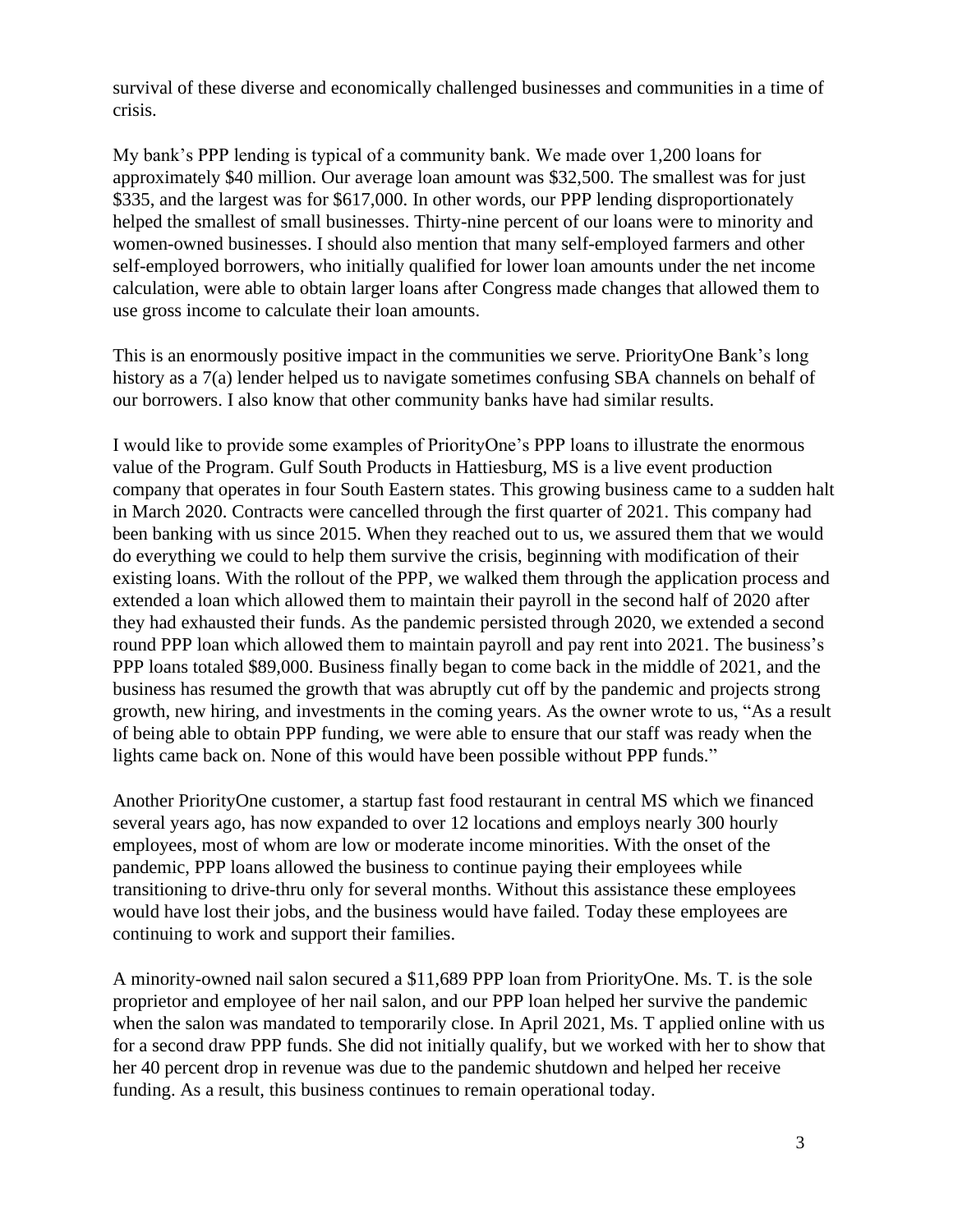survival of these diverse and economically challenged businesses and communities in a time of crisis.

My bank's PPP lending is typical of a community bank. We made over 1,200 loans for approximately $40 million. Our average loan amount was $32,500. The smallest was for just $335, and the largest was for $617,000. In other words, our PPP lending disproportionately helped the smallest of small businesses. Thirty-nine percent of our loans were to minority and women-owned businesses. I should also mention that many self-employed farmers and other self-employed borrowers, who initially qualified for lower loan amounts under the net income calculation, were able to obtain larger loans after Congress made changes that allowed them to use gross income to calculate their loan amounts.

This is an enormously positive impact in the communities we serve. PriorityOne Bank's long history as a 7(a) lender helped us to navigate sometimes confusing SBA channels on behalf of our borrowers. I also know that other community banks have had similar results.

I would like to provide some examples of PriorityOne's PPP loans to illustrate the enormous value of the Program. Gulf South Products in Hattiesburg, MS is a live event production company that operates in four South Eastern states. This growing business came to a sudden halt in March 2020. Contracts were cancelled through the first quarter of 2021. This company had been banking with us since 2015. When they reached out to us, we assured them that we would do everything we could to help them survive the crisis, beginning with modification of their existing loans. With the rollout of the PPP, we walked them through the application process and extended a loan which allowed them to maintain their payroll in the second half of 2020 after they had exhausted their funds. As the pandemic persisted through 2020, we extended a second round PPP loan which allowed them to maintain payroll and pay rent into 2021. The business's PPP loans totaled $89,000. Business finally began to come back in the middle of 2021, and the business has resumed the growth that was abruptly cut off by the pandemic and projects strong growth, new hiring, and investments in the coming years. As the owner wrote to us, "As a result of being able to obtain PPP funding, we were able to ensure that our staff was ready when the lights came back on. None of this would have been possible without PPP funds."

Another PriorityOne customer, a startup fast food restaurant in central MS which we financed several years ago, has now expanded to over 12 locations and employs nearly 300 hourly employees, most of whom are low or moderate income minorities. With the onset of the pandemic, PPP loans allowed the business to continue paying their employees while transitioning to drive-thru only for several months. Without this assistance these employees would have lost their jobs, and the business would have failed. Today these employees are continuing to work and support their families.

A minority-owned nail salon secured a $11,689 PPP loan from PriorityOne. Ms. T. is the sole proprietor and employee of her nail salon, and our PPP loan helped her survive the pandemic when the salon was mandated to temporarily close. In April 2021, Ms. T applied online with us for a second draw PPP funds. She did not initially qualify, but we worked with her to show that her 40 percent drop in revenue was due to the pandemic shutdown and helped her receive funding. As a result, this business continues to remain operational today.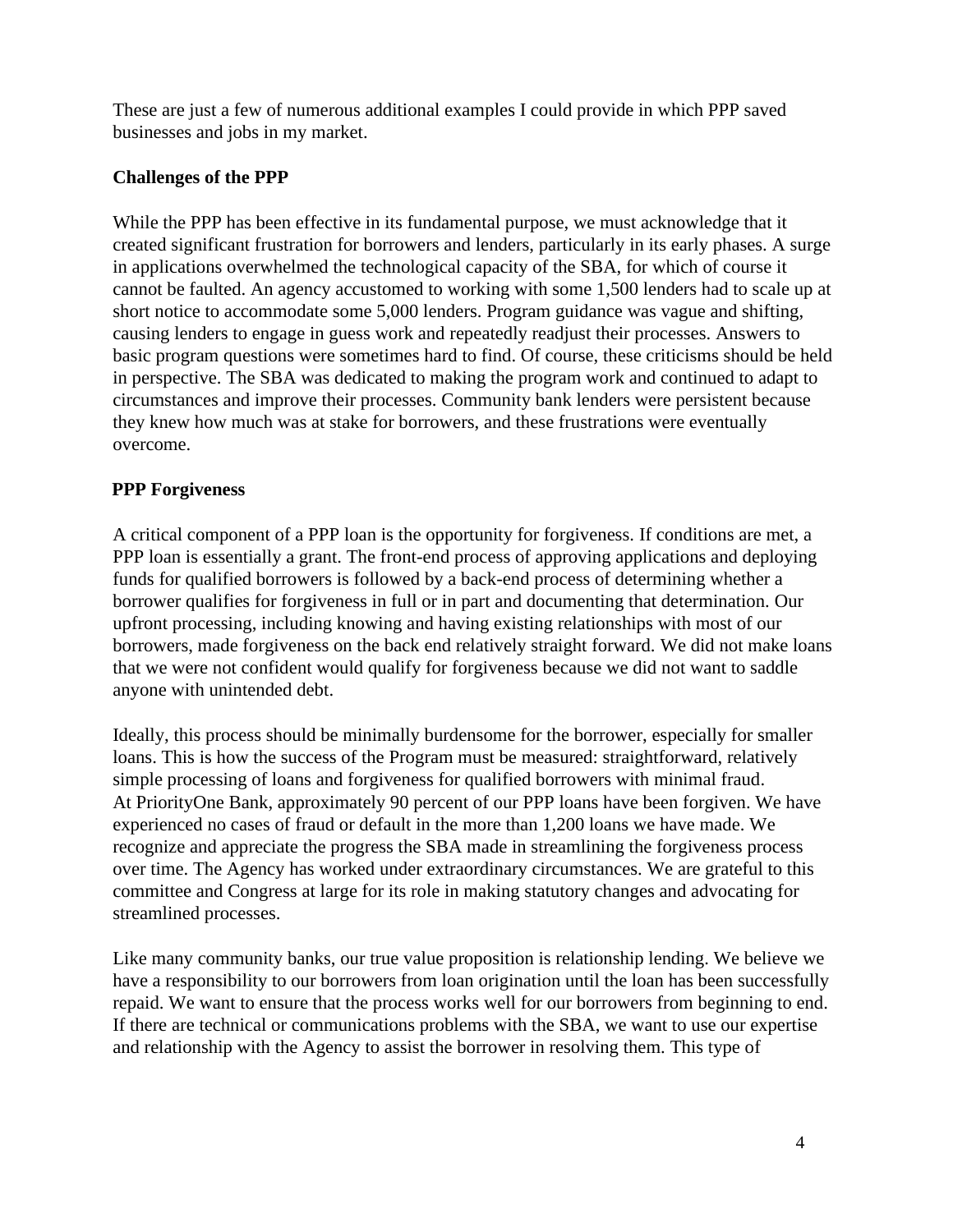These are just a few of numerous additional examples I could provide in which PPP saved businesses and jobs in my market.

**Challenges of the PPP**

While the PPP has been effective in its fundamental purpose, we must acknowledge that it created significant frustration for borrowers and lenders, particularly in its early phases. A surge in applications overwhelmed the technological capacity of the SBA, for which of course it cannot be faulted. An agency accustomed to working with some 1,500 lenders had to scale up at short notice to accommodate some 5,000 lenders. Program guidance was vague and shifting, causing lenders to engage in guess work and repeatedly readjust their processes. Answers to basic program questions were sometimes hard to find. Of course, these criticisms should be held in perspective. The SBA was dedicated to making the program work and continued to adapt to circumstances and improve their processes. Community bank lenders were persistent because they knew how much was at stake for borrowers, and these frustrations were eventually overcome.

**PPP Forgiveness**

A critical component of a PPP loan is the opportunity for forgiveness. If conditions are met, a PPP loan is essentially a grant. The front-end process of approving applications and deploying funds for qualified borrowers is followed by a back-end process of determining whether a borrower qualifies for forgiveness in full or in part and documenting that determination. Our upfront processing, including knowing and having existing relationships with most of our borrowers, made forgiveness on the back end relatively straight forward. We did not make loans that we were not confident would qualify for forgiveness because we did not want to saddle anyone with unintended debt.

Ideally, this process should be minimally burdensome for the borrower, especially for smaller loans. This is how the success of the Program must be measured: straightforward, relatively simple processing of loans and forgiveness for qualified borrowers with minimal fraud. At PriorityOne Bank, approximately 90 percent of our PPP loans have been forgiven. We have experienced no cases of fraud or default in the more than 1,200 loans we have made. We recognize and appreciate the progress the SBA made in streamlining the forgiveness process over time. The Agency has worked under extraordinary circumstances. We are grateful to this committee and Congress at large for its role in making statutory changes and advocating for streamlined processes.

Like many community banks, our true value proposition is relationship lending. We believe we have a responsibility to our borrowers from loan origination until the loan has been successfully repaid. We want to ensure that the process works well for our borrowers from beginning to end. If there are technical or communications problems with the SBA, we want to use our expertise and relationship with the Agency to assist the borrower in resolving them. This type of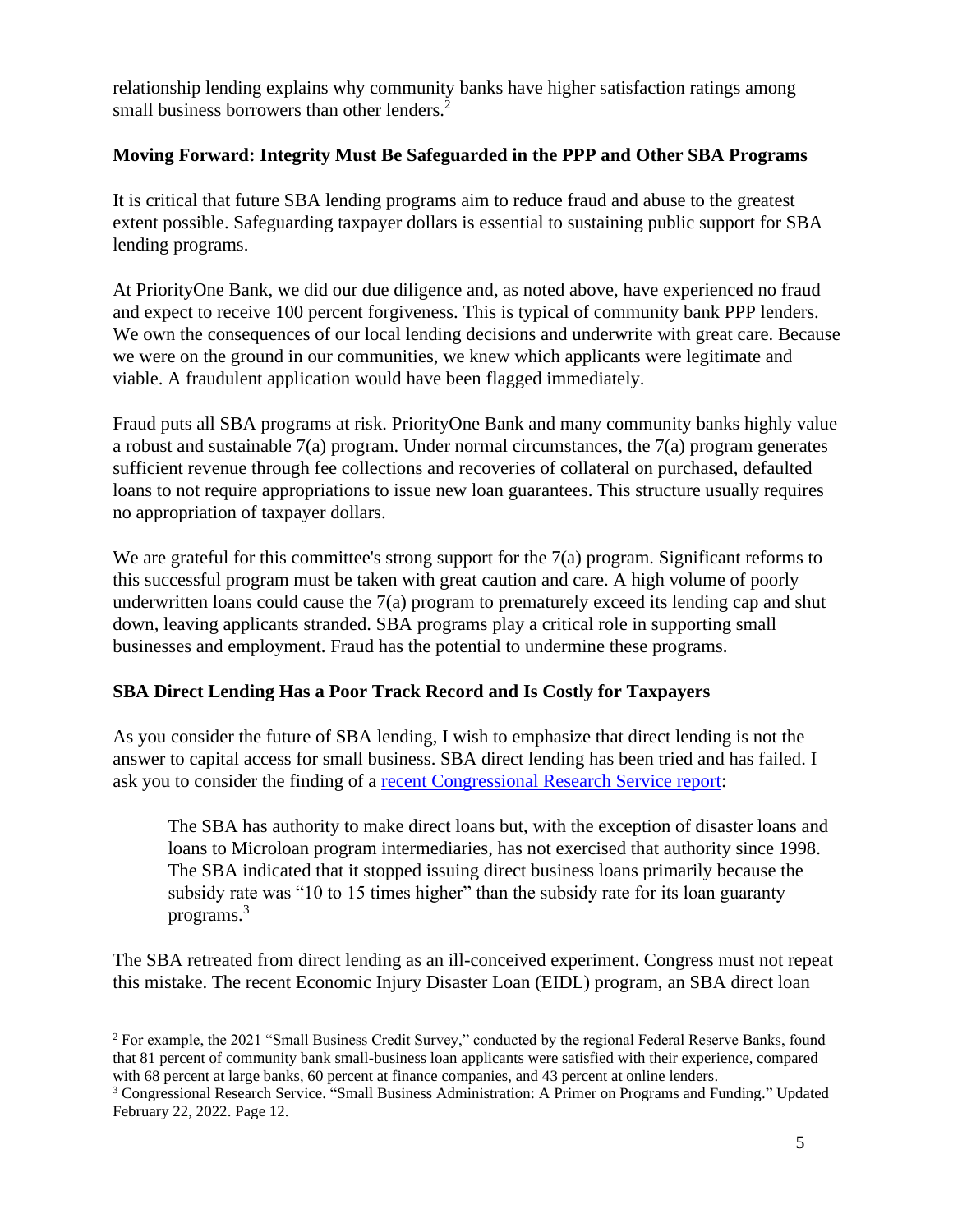relationship lending explains why community banks have higher satisfaction ratings among small business borrowers than other lenders.[2]

**Moving Forward: Integrity Must Be Safeguarded in the PPP and Other SBA Programs**

It is critical that future SBA lending programs aim to reduce fraud and abuse to the greatest extent possible. Safeguarding taxpayer dollars is essential to sustaining public support for SBA lending programs.

At PriorityOne Bank, we did our due diligence and, as noted above, have experienced no fraud and expect to receive 100 percent forgiveness. This is typical of community bank PPP lenders. We own the consequences of our local lending decisions and underwrite with great care. Because we were on the ground in our communities, we knew which applicants were legitimate and viable. A fraudulent application would have been flagged immediately.

Fraud puts all SBA programs at risk. PriorityOne Bank and many community banks highly value a robust and sustainable 7(a) program. Under normal circumstances, the 7(a) program generates sufficient revenue through fee collections and recoveries of collateral on purchased, defaulted loans to not require appropriations to issue new loan guarantees. This structure usually requires no appropriation of taxpayer dollars.

We are grateful for this committee's strong support for the 7(a) program. Significant reforms to this successful program must be taken with great caution and care. A high volume of poorly underwritten loans could cause the 7(a) program to prematurely exceed its lending cap and shut down, leaving applicants stranded. SBA programs play a critical role in supporting small businesses and employment. Fraud has the potential to undermine these programs.

**SBA Direct Lending Has a Poor Track Record and Is Costly for Taxpayers**

As you consider the future of SBA lending, I wish to emphasize that direct lending is not the answer to capital access for small business. SBA direct lending has been tried and has failed. I ask you to consider the finding of a recent Congressional Research Service report:

> The SBA has authority to make direct loans but, with the exception of disaster loans and loans to Microloan program intermediaries, has not exercised that authority since 1998. The SBA indicated that it stopped issuing direct business loans primarily because the subsidy rate was "10 to 15 times higher" than the subsidy rate for its loan guaranty programs.[3]

The SBA retreated from direct lending as an ill-conceived experiment. Congress must not repeat this mistake. The recent Economic Injury Disaster Loan (EIDL) program, an SBA direct loan

---

[2] For example, the 2021 "Small Business Credit Survey," conducted by the regional Federal Reserve Banks, found that 81 percent of community bank small-business loan applicants were satisfied with their experience, compared with 68 percent at large banks, 60 percent at finance companies, and 43 percent at online lenders.

[3] Congressional Research Service. "Small Business Administration: A Primer on Programs and Funding." Updated February 22, 2022. Page 12.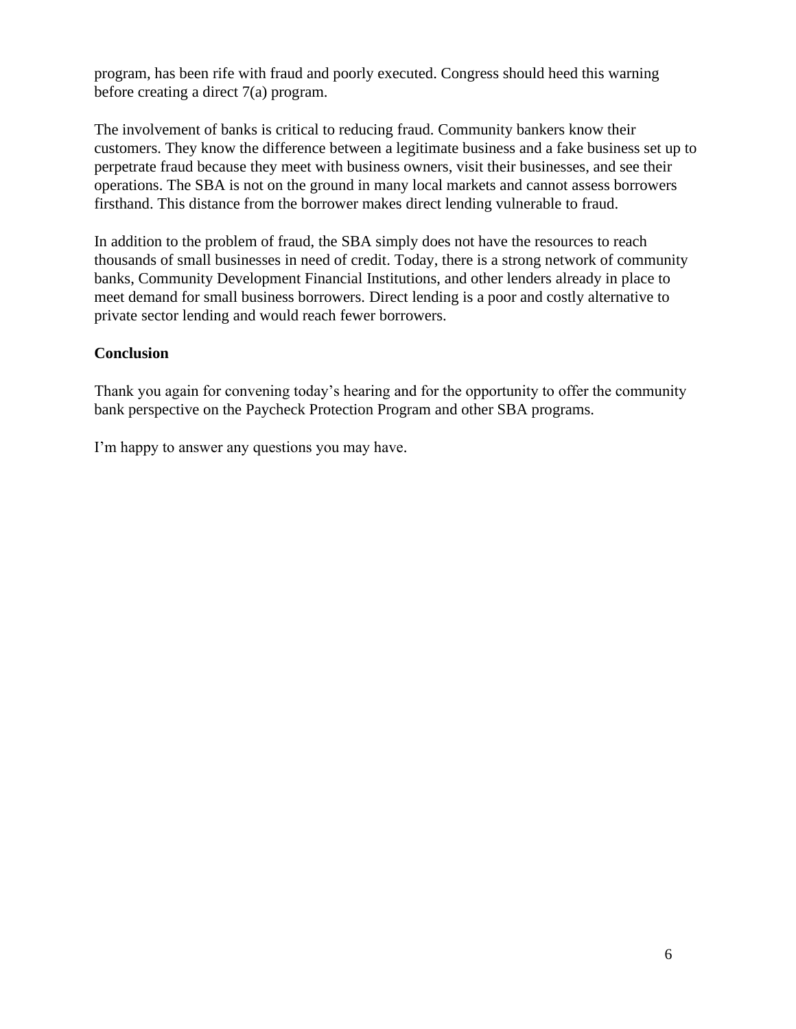program, has been rife with fraud and poorly executed. Congress should heed this warning before creating a direct 7(a) program.

The involvement of banks is critical to reducing fraud. Community bankers know their customers. They know the difference between a legitimate business and a fake business set up to perpetrate fraud because they meet with business owners, visit their businesses, and see their operations. The SBA is not on the ground in many local markets and cannot assess borrowers firsthand. This distance from the borrower makes direct lending vulnerable to fraud.

In addition to the problem of fraud, the SBA simply does not have the resources to reach thousands of small businesses in need of credit. Today, there is a strong network of community banks, Community Development Financial Institutions, and other lenders already in place to meet demand for small business borrowers. Direct lending is a poor and costly alternative to private sector lending and would reach fewer borrowers.

**Conclusion**

Thank you again for convening today's hearing and for the opportunity to offer the community bank perspective on the Paycheck Protection Program and other SBA programs.

I'm happy to answer any questions you may have.